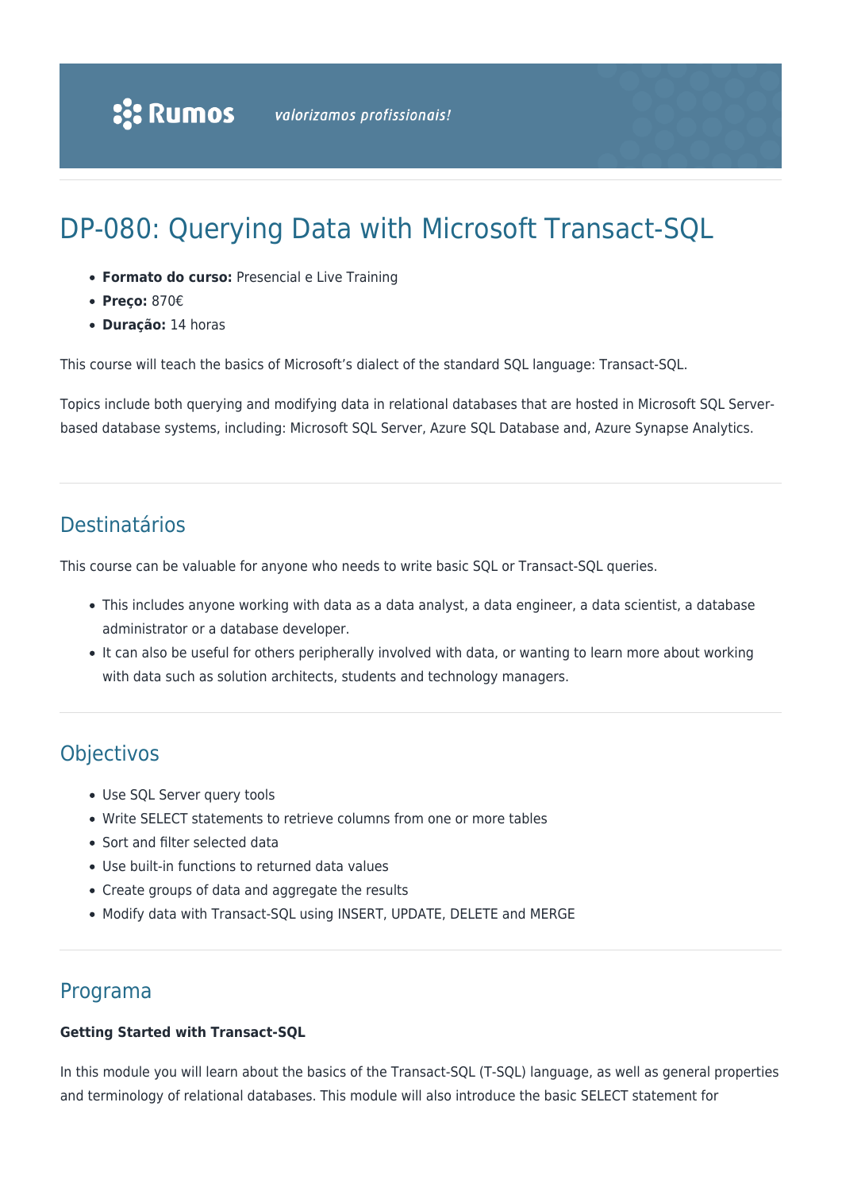Rumos *valorizamos profissionais!*

# DP-080: Querying Data with Microsoft Transact-SQL

- **Formato do curso:** Presencial e Live Training
- **Preço:** 870€
- **Duração:** 14 horas

This course will teach the basics of Microsoft's dialect of the standard SQL language: Transact-SQL.

Topics include both querying and modifying data in relational databases that are hosted in Microsoft SQL Server-based database systems, including: Microsoft SQL Server, Azure SQL Database and, Azure Synapse Analytics.

## Destinatários

This course can be valuable for anyone who needs to write basic SQL or Transact-SQL queries.

- This includes anyone working with data as a data analyst, a data engineer, a data scientist, a database administrator or a database developer.
- It can also be useful for others peripherally involved with data, or wanting to learn more about working with data such as solution architects, students and technology managers.

## Objectivos

- Use SQL Server query tools
- Write SELECT statements to retrieve columns from one or more tables
- Sort and filter selected data
- Use built-in functions to returned data values
- Create groups of data and aggregate the results
- Modify data with Transact-SQL using INSERT, UPDATE, DELETE and MERGE

## Programa

**Getting Started with Transact-SQL**

In this module you will learn about the basics of the Transact-SQL (T-SQL) language, as well as general properties and terminology of relational databases. This module will also introduce the basic SELECT statement for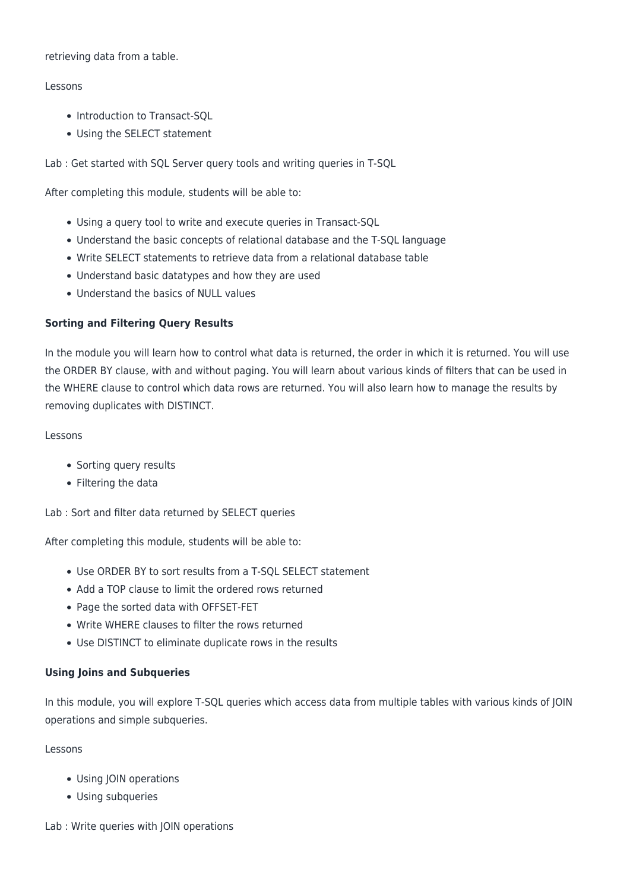retrieving data from a table.

Lessons

- Introduction to Transact-SQL
- Using the SELECT statement

Lab : Get started with SQL Server query tools and writing queries in T-SQL

After completing this module, students will be able to:

- Using a query tool to write and execute queries in Transact-SQL
- Understand the basic concepts of relational database and the T-SQL language
- Write SELECT statements to retrieve data from a relational database table
- Understand basic datatypes and how they are used
- Understand the basics of NULL values

**Sorting and Filtering Query Results**

In the module you will learn how to control what data is returned, the order in which it is returned. You will use the ORDER BY clause, with and without paging. You will learn about various kinds of filters that can be used in the WHERE clause to control which data rows are returned. You will also learn how to manage the results by removing duplicates with DISTINCT.

Lessons

- Sorting query results
- Filtering the data

Lab : Sort and filter data returned by SELECT queries

After completing this module, students will be able to:

- Use ORDER BY to sort results from a T-SQL SELECT statement
- Add a TOP clause to limit the ordered rows returned
- Page the sorted data with OFFSET-FET
- Write WHERE clauses to filter the rows returned
- Use DISTINCT to eliminate duplicate rows in the results

**Using Joins and Subqueries**

In this module, you will explore T-SQL queries which access data from multiple tables with various kinds of JOIN operations and simple subqueries.

Lessons

- Using JOIN operations
- Using subqueries

Lab : Write queries with JOIN operations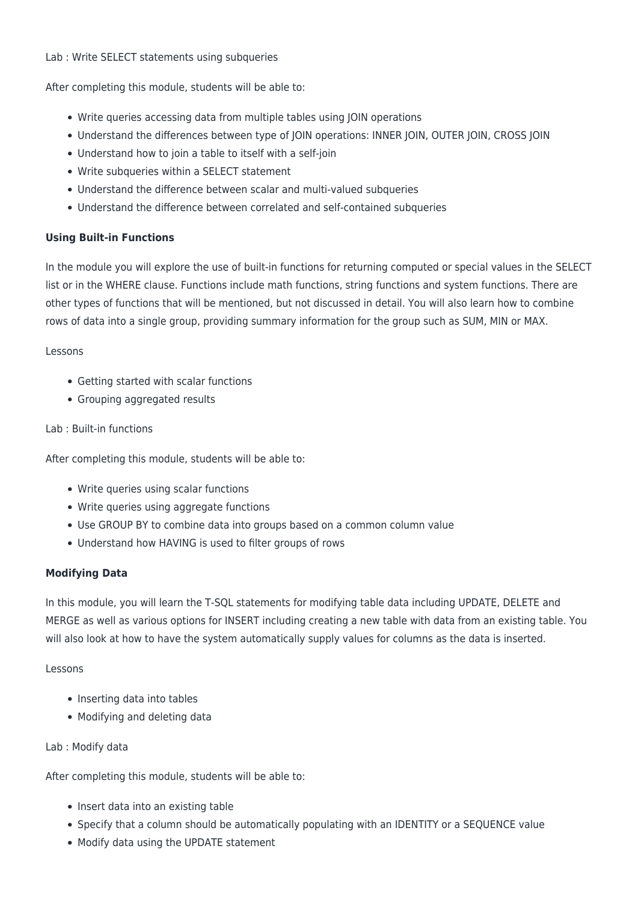Lab : Write SELECT statements using subqueries

After completing this module, students will be able to:

- Write queries accessing data from multiple tables using JOIN operations
- Understand the differences between type of JOIN operations: INNER JOIN, OUTER JOIN, CROSS JOIN
- Understand how to join a table to itself with a self-join
- Write subqueries within a SELECT statement
- Understand the difference between scalar and multi-valued subqueries
- Understand the difference between correlated and self-contained subqueries

**Using Built-in Functions**

In the module you will explore the use of built-in functions for returning computed or special values in the SELECT list or in the WHERE clause. Functions include math functions, string functions and system functions. There are other types of functions that will be mentioned, but not discussed in detail. You will also learn how to combine rows of data into a single group, providing summary information for the group such as SUM, MIN or MAX.

Lessons

- Getting started with scalar functions
- Grouping aggregated results

Lab : Built-in functions

After completing this module, students will be able to:

- Write queries using scalar functions
- Write queries using aggregate functions
- Use GROUP BY to combine data into groups based on a common column value
- Understand how HAVING is used to filter groups of rows

**Modifying Data**

In this module, you will learn the T-SQL statements for modifying table data including UPDATE, DELETE and MERGE as well as various options for INSERT including creating a new table with data from an existing table. You will also look at how to have the system automatically supply values for columns as the data is inserted.

Lessons

- Inserting data into tables
- Modifying and deleting data

Lab : Modify data

After completing this module, students will be able to:

- Insert data into an existing table
- Specify that a column should be automatically populating with an IDENTITY or a SEQUENCE value
- Modify data using the UPDATE statement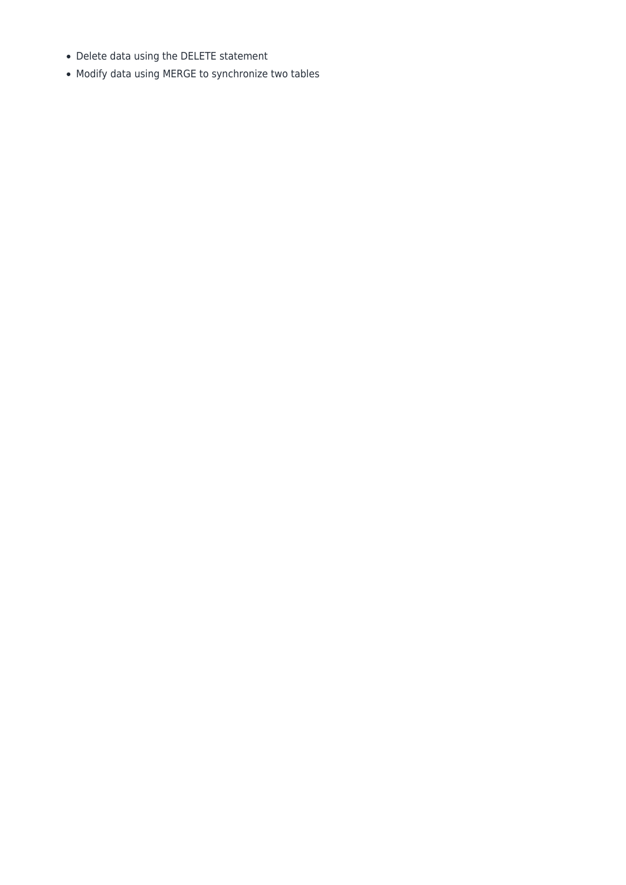- Delete data using the DELETE statement
- Modify data using MERGE to synchronize two tables